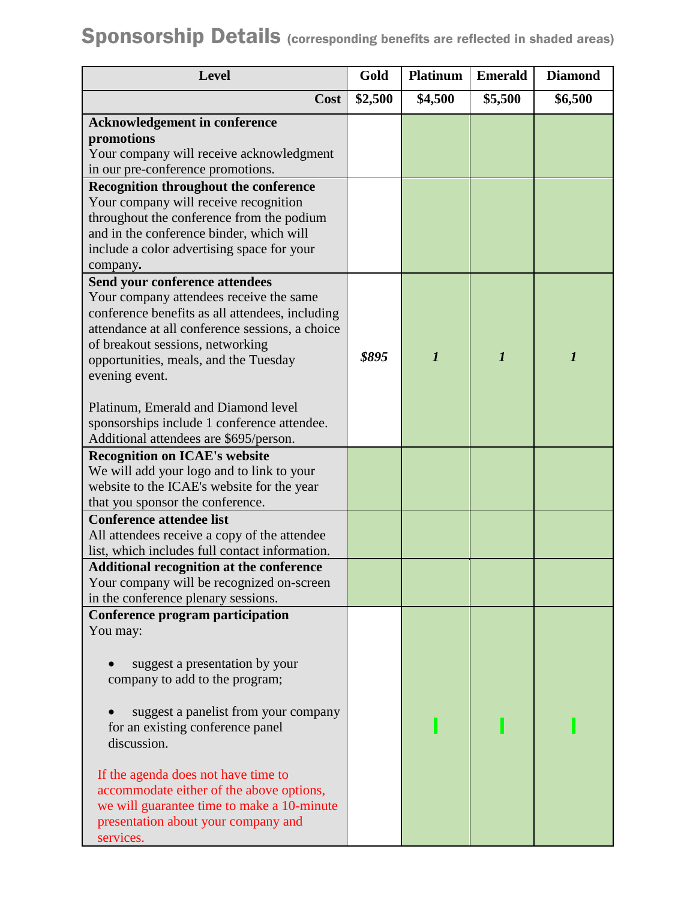## Sponsorship Details (corresponding benefits are reflected in shaded areas)

| Level | Gold | Platinum | Emerald | Diamond |
| --- | --- | --- | --- | --- |
| **Cost** | **$2,500** | **$4,500** | **$5,500** | **$6,500** |
| **Acknowledgement in conference promotions**<br>Your company will receive acknowledgment in our pre-conference promotions. | | ✓ | ✓ | ✓ |
| **Recognition throughout the conference**<br>Your company will receive recognition throughout the conference from the podium and in the conference binder, which will include a color advertising space for your company**.** | | ✓ | ✓ | ✓ |
| **Send your conference attendees**<br>Your company attendees receive the same conference benefits as all attendees, including attendance at all conference sessions, a choice of breakout sessions, networking opportunities, meals, and the Tuesday evening event.<br><br>Platinum, Emerald and Diamond level sponsorships include 1 conference attendee. Additional attendees are $695/person. | ***$895*** | ***1*** | ***1*** | ***1*** |
| **Recognition on ICAE's website**<br>We will add your logo and to link to your website to the ICAE's website for the year that you sponsor the conference. | ✓ | ✓ | ✓ | ✓ |
| **Conference attendee list**<br>All attendees receive a copy of the attendee list, which includes full contact information. | ✓ | ✓ | ✓ | ✓ |
| **Additional recognition at the conference**<br>Your company will be recognized on-screen in the conference plenary sessions. | ✓ | ✓ | ✓ | ✓ |
| **Conference program participation**<br>You may:<br>• suggest a presentation by your company to add to the program;<br>• suggest a panelist from your company for an existing conference panel discussion.<br><br>If the agenda does not have time to accommodate either of the above options, we will guarantee time to make a 10-minute presentation about your company and services. | | ✓ | ✓ | ✓ |

(✓ = shaded area)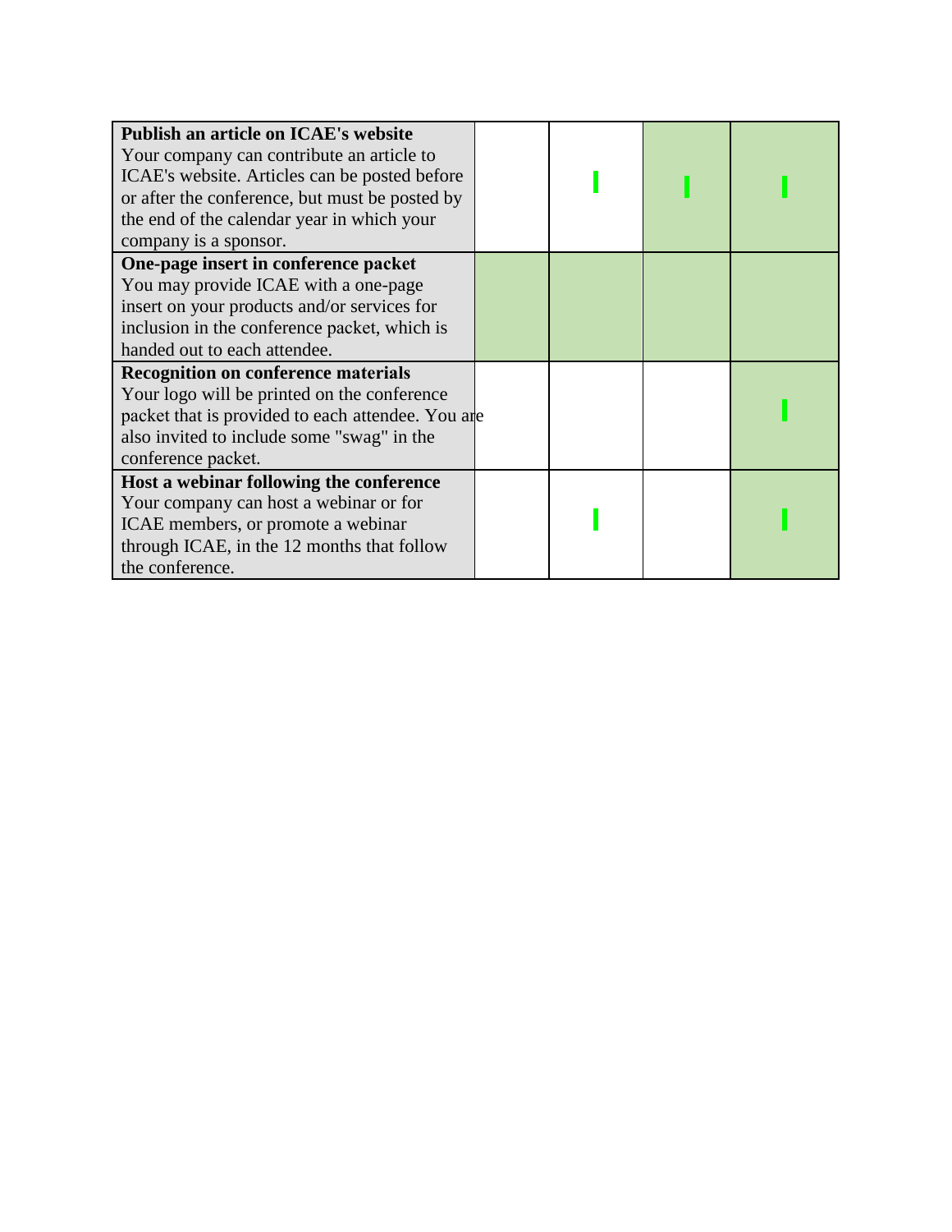| | | | | |
|---|---|---|---|---|
| **Publish an article on ICAE's website**<br>Your company can contribute an article to ICAE's website. Articles can be posted before or after the conference, but must be posted by the end of the calendar year in which your company is a sponsor. | | I | I | I |
| **One-page insert in conference packet**<br>You may provide ICAE with a one-page insert on your products and/or services for inclusion in the conference packet, which is handed out to each attendee. | | | | |
| **Recognition on conference materials**<br>Your logo will be printed on the conference packet that is provided to each attendee. You are also invited to include some "swag" in the conference packet. | | | | I |
| **Host a webinar following the conference**<br>Your company can host a webinar or for ICAE members, or promote a webinar through ICAE, in the 12 months that follow the conference. | | I | | I |